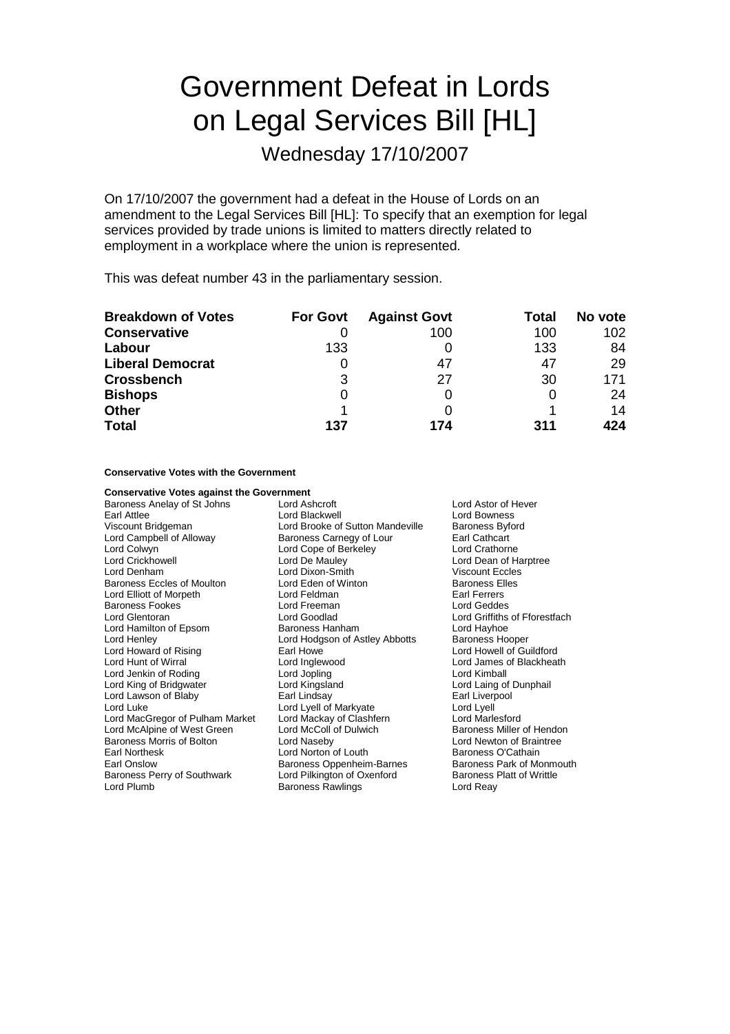# Government Defeat in Lords on Legal Services Bill [HL]

## Wednesday 17/10/2007

On 17/10/2007 the government had a defeat in the House of Lords on an amendment to the Legal Services Bill [HL]: To specify that an exemption for legal services provided by trade unions is limited to matters directly related to employment in a workplace where the union is represented.

This was defeat number 43 in the parliamentary session.

| Breakdown of Votes | For Govt | Against Govt | Total | No vote |
|---|---|---|---|---|
| **Conservative** | 0 | 100 | 100 | 102 |
| **Labour** | 133 | 0 | 133 | 84 |
| **Liberal Democrat** | 0 | 47 | 47 | 29 |
| **Crossbench** | 3 | 27 | 30 | 171 |
| **Bishops** | 0 | 0 | 0 | 24 |
| **Other** | 1 | 0 | 1 | 14 |
| **Total** | **137** | **174** | **311** | **424** |

**Conservative Votes with the Government**

**Conservative Votes against the Government**

Baroness Anelay of St Johns
Lord Ashcroft
Lord Astor of Hever
Earl Attlee
Lord Blackwell
Lord Bowness
Viscount Bridgeman
Lord Brooke of Sutton Mandeville
Baroness Byford
Lord Campbell of Alloway
Baroness Carnegy of Lour
Earl Cathcart
Lord Colwyn
Lord Cope of Berkeley
Lord Crathorne
Lord Crickhowell
Lord De Mauley
Lord Dean of Harptree
Lord Denham
Lord Dixon-Smith
Viscount Eccles
Baroness Eccles of Moulton
Lord Eden of Winton
Baroness Elles
Lord Elliott of Morpeth
Lord Feldman
Earl Ferrers
Baroness Fookes
Lord Freeman
Lord Geddes
Lord Glentoran
Lord Goodlad
Lord Griffiths of Fforestfach
Lord Hamilton of Epsom
Baroness Hanham
Lord Hayhoe
Lord Henley
Lord Hodgson of Astley Abbotts
Baroness Hooper
Lord Howard of Rising
Earl Howe
Lord Howell of Guildford
Lord Hunt of Wirral
Lord Inglewood
Lord James of Blackheath
Lord Jenkin of Roding
Lord Jopling
Lord Kimball
Lord King of Bridgwater
Lord Kingsland
Lord Laing of Dunphail
Lord Lawson of Blaby
Earl Lindsay
Earl Liverpool
Lord Luke
Lord Lyell of Markyate
Lord Lyell
Lord MacGregor of Pulham Market
Lord Mackay of Clashfern
Lord Marlesford
Lord McAlpine of West Green
Lord McColl of Dulwich
Baroness Miller of Hendon
Baroness Morris of Bolton
Lord Naseby
Lord Newton of Braintree
Earl Northesk
Lord Norton of Louth
Baroness O'Cathain
Earl Onslow
Baroness Oppenheim-Barnes
Baroness Park of Monmouth
Baroness Perry of Southwark
Lord Pilkington of Oxenford
Baroness Platt of Writtle
Lord Plumb
Baroness Rawlings
Lord Reay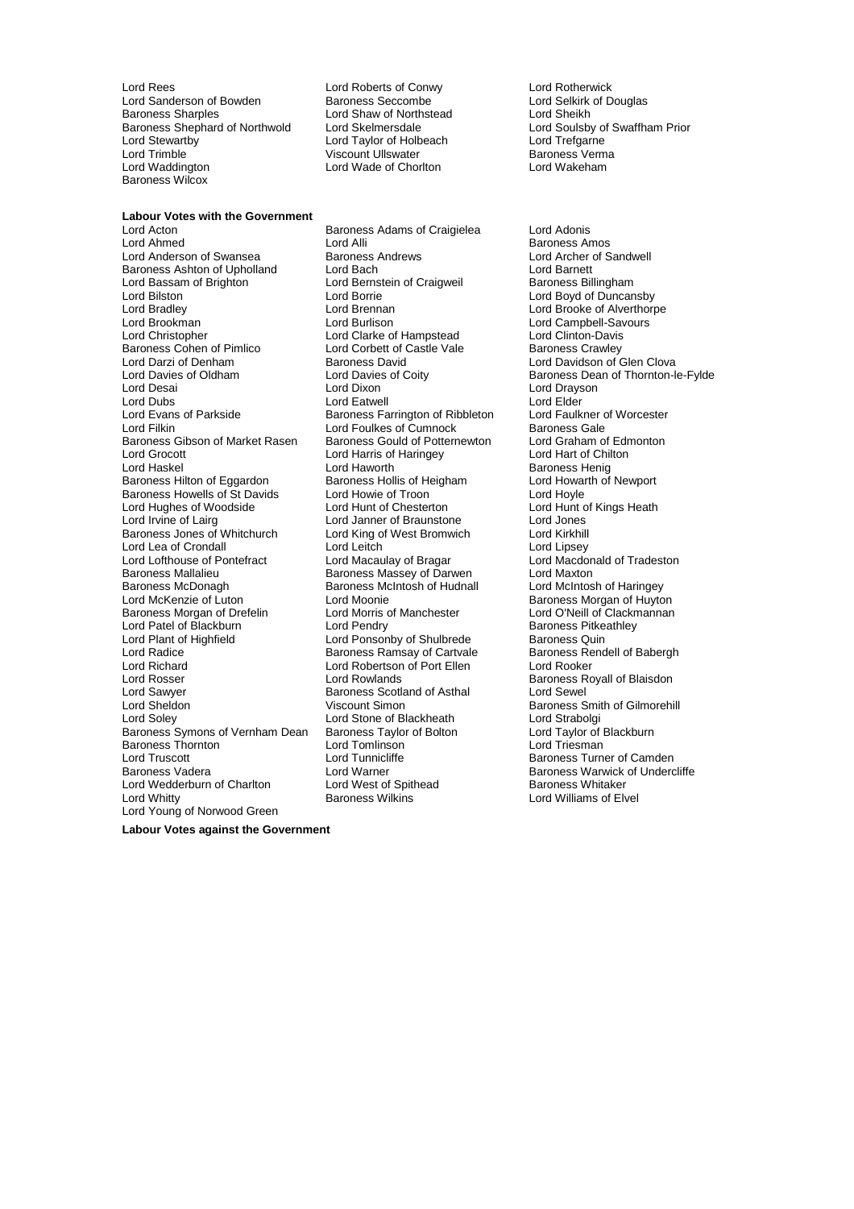Lord Rees
Lord Roberts of Conwy
Lord Rotherwick
Lord Sanderson of Bowden
Baroness Seccombe
Lord Selkirk of Douglas
Baroness Sharples
Lord Shaw of Northstead
Lord Sheikh
Baroness Shephard of Northwold
Lord Skelmersdale
Lord Soulsby of Swaffham Prior
Lord Stewartby
Lord Taylor of Holbeach
Lord Trefgarne
Lord Trimble
Viscount Ullswater
Baroness Verma
Lord Waddington
Lord Wade of Chorlton
Lord Wakeham
Baroness Wilcox

**Labour Votes with the Government**

Lord Acton
Baroness Adams of Craigielea
Lord Adonis
Lord Ahmed
Lord Alli
Baroness Amos
Lord Anderson of Swansea
Baroness Andrews
Lord Archer of Sandwell
Baroness Ashton of Upholland
Lord Bach
Lord Barnett
Lord Bassam of Brighton
Lord Bernstein of Craigweil
Baroness Billingham
Lord Bilston
Lord Borrie
Lord Boyd of Duncansby
Lord Bradley
Lord Brennan
Lord Brooke of Alverthorpe
Lord Brookman
Lord Burlison
Lord Campbell-Savours
Lord Christopher
Lord Clarke of Hampstead
Lord Clinton-Davis
Baroness Cohen of Pimlico
Lord Corbett of Castle Vale
Baroness Crawley
Lord Darzi of Denham
Baroness David
Lord Davidson of Glen Clova
Lord Davies of Oldham
Lord Davies of Coity
Baroness Dean of Thornton-le-Fylde
Lord Desai
Lord Dixon
Lord Drayson
Lord Dubs
Lord Eatwell
Lord Elder
Lord Evans of Parkside
Baroness Farrington of Ribbleton
Lord Faulkner of Worcester
Lord Filkin
Lord Foulkes of Cumnock
Baroness Gale
Baroness Gibson of Market Rasen
Baroness Gould of Potternewton
Lord Graham of Edmonton
Lord Grocott
Lord Harris of Haringey
Lord Hart of Chilton
Lord Haskel
Lord Haworth
Baroness Henig
Baroness Hilton of Eggardon
Baroness Hollis of Heigham
Lord Howarth of Newport
Baroness Howells of St Davids
Lord Howie of Troon
Lord Hoyle
Lord Hughes of Woodside
Lord Hunt of Chesterton
Lord Hunt of Kings Heath
Lord Irvine of Lairg
Lord Janner of Braunstone
Lord Jones
Baroness Jones of Whitchurch
Lord King of West Bromwich
Lord Kirkhill
Lord Lea of Crondall
Lord Leitch
Lord Lipsey
Lord Lofthouse of Pontefract
Lord Macaulay of Bragar
Lord Macdonald of Tradeston
Baroness Mallalieu
Baroness Massey of Darwen
Lord Maxton
Baroness McDonagh
Baroness McIntosh of Hudnall
Lord McIntosh of Haringey
Lord McKenzie of Luton
Lord Moonie
Baroness Morgan of Huyton
Baroness Morgan of Drefelin
Lord Morris of Manchester
Lord O'Neill of Clackmannan
Lord Patel of Blackburn
Lord Pendry
Baroness Pitkeathley
Lord Plant of Highfield
Lord Ponsonby of Shulbrede
Baroness Quin
Lord Radice
Baroness Ramsay of Cartvale
Baroness Rendell of Babergh
Lord Richard
Lord Robertson of Port Ellen
Lord Rooker
Lord Rosser
Lord Rowlands
Baroness Royall of Blaisdon
Lord Sawyer
Baroness Scotland of Asthal
Lord Sewel
Lord Sheldon
Viscount Simon
Baroness Smith of Gilmorehill
Lord Soley
Lord Stone of Blackheath
Lord Strabolgi
Baroness Symons of Vernham Dean
Baroness Taylor of Bolton
Lord Taylor of Blackburn
Baroness Thornton
Lord Tomlinson
Lord Triesman
Lord Truscott
Lord Tunnicliffe
Baroness Turner of Camden
Baroness Vadera
Lord Warner
Baroness Warwick of Undercliffe
Lord Wedderburn of Charlton
Lord West of Spithead
Baroness Whitaker
Lord Whitty
Baroness Wilkins
Lord Williams of Elvel
Lord Young of Norwood Green

**Labour Votes against the Government**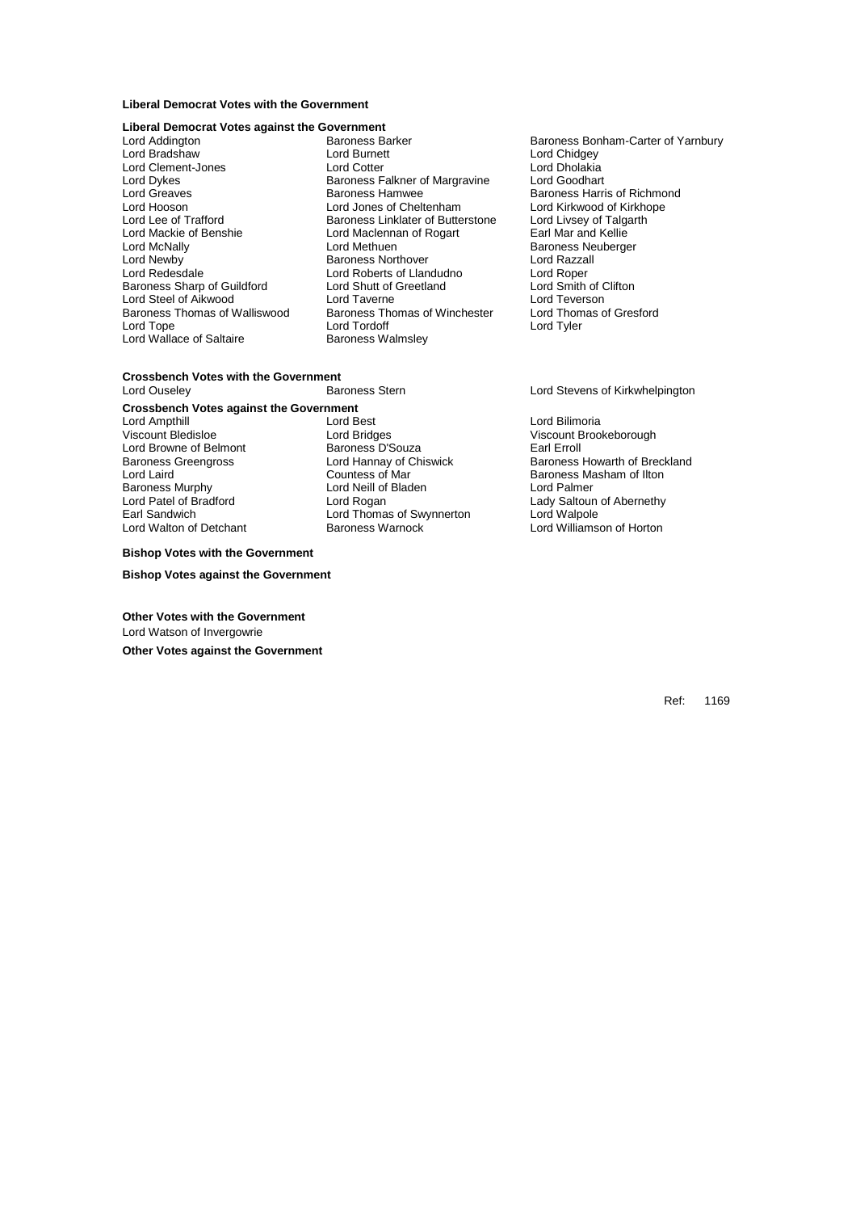**Liberal Democrat Votes with the Government**

**Liberal Democrat Votes against the Government**

Lord Addington
Baroness Barker
Baroness Bonham-Carter of Yarnbury
Lord Bradshaw
Lord Burnett
Lord Chidgey
Lord Clement-Jones
Lord Cotter
Lord Dholakia
Lord Dykes
Baroness Falkner of Margravine
Lord Goodhart
Lord Greaves
Baroness Hamwee
Baroness Harris of Richmond
Lord Hooson
Lord Jones of Cheltenham
Lord Kirkwood of Kirkhope
Lord Lee of Trafford
Baroness Linklater of Butterstone
Lord Livsey of Talgarth
Lord Mackie of Benshie
Lord Maclennan of Rogart
Earl Mar and Kellie
Lord McNally
Lord Methuen
Baroness Neuberger
Lord Newby
Baroness Northover
Lord Razzall
Lord Redesdale
Lord Roberts of Llandudno
Lord Roper
Baroness Sharp of Guildford
Lord Shutt of Greetland
Lord Smith of Clifton
Lord Steel of Aikwood
Lord Taverne
Lord Teverson
Baroness Thomas of Walliswood
Baroness Thomas of Winchester
Lord Thomas of Gresford
Lord Tope
Lord Tordoff
Lord Tyler
Lord Wallace of Saltaire
Baroness Walmsley

**Crossbench Votes with the Government**

Lord Ouseley
Baroness Stern
Lord Stevens of Kirkwhelpington

**Crossbench Votes against the Government**

Lord Ampthill
Lord Best
Lord Bilimoria
Viscount Bledisloe
Lord Bridges
Viscount Brookeborough
Lord Browne of Belmont
Baroness D'Souza
Earl Erroll
Baroness Greengross
Lord Hannay of Chiswick
Baroness Howarth of Breckland
Lord Laird
Countess of Mar
Baroness Masham of Ilton
Baroness Murphy
Lord Neill of Bladen
Lord Palmer
Lord Patel of Bradford
Lord Rogan
Lady Saltoun of Abernethy
Earl Sandwich
Lord Thomas of Swynnerton
Lord Walpole
Lord Walton of Detchant
Baroness Warnock
Lord Williamson of Horton

**Bishop Votes with the Government**

**Bishop Votes against the Government**

**Other Votes with the Government**

Lord Watson of Invergowrie

**Other Votes against the Government**

Ref: 1169